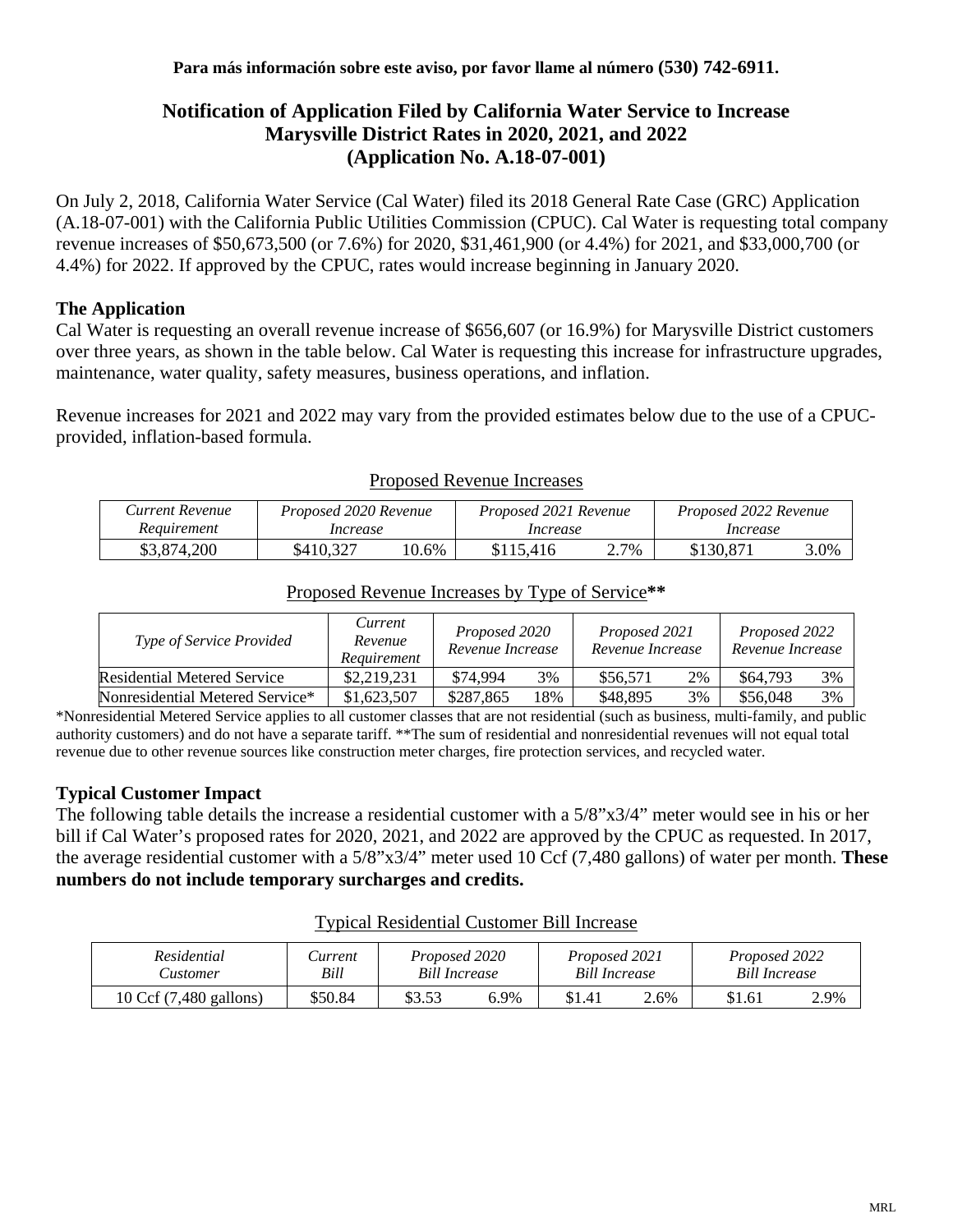**Para más información sobre este aviso, por favor llame al número (530) 742-6911.**

# Notification of Application Filed by California Water Service to Increase Marysville District Rates in 2020, 2021, and 2022 (Application No. A.18-07-001)

On July 2, 2018, California Water Service (Cal Water) filed its 2018 General Rate Case (GRC) Application (A.18-07-001) with the California Public Utilities Commission (CPUC). Cal Water is requesting total company revenue increases of $50,673,500 (or 7.6%) for 2020, $31,461,900 (or 4.4%) for 2021, and $33,000,700 (or 4.4%) for 2022. If approved by the CPUC, rates would increase beginning in January 2020.

## The Application

Cal Water is requesting an overall revenue increase of $656,607 (or 16.9%) for Marysville District customers over three years, as shown in the table below. Cal Water is requesting this increase for infrastructure upgrades, maintenance, water quality, safety measures, business operations, and inflation.

Revenue increases for 2021 and 2022 may vary from the provided estimates below due to the use of a CPUC-provided, inflation-based formula.

Proposed Revenue Increases

| *Current Revenue Requirement* | *Proposed 2020 Revenue Increase* | | *Proposed 2021 Revenue Increase* | | *Proposed 2022 Revenue Increase* | |
|---|---|---|---|---|---|---|
| $3,874,200 | $410,327 | 10.6% | $115,416 | 2.7% | $130,871 | 3.0% |

Proposed Revenue Increases by Type of Service**

| *Type of Service Provided* | *Current Revenue Requirement* | *Proposed 2020 Revenue Increase* | | *Proposed 2021 Revenue Increase* | | *Proposed 2022 Revenue Increase* | |
|---|---|---|---|---|---|---|---|
| Residential Metered Service | $2,219,231 | $74,994 | 3% | $56,571 | 2% | $64,793 | 3% |
| Nonresidential Metered Service* | $1,623,507 | $287,865 | 18% | $48,895 | 3% | $56,048 | 3% |

*Nonresidential Metered Service applies to all customer classes that are not residential (such as business, multi-family, and public authority customers) and do not have a separate tariff. **The sum of residential and nonresidential revenues will not equal total revenue due to other revenue sources like construction meter charges, fire protection services, and recycled water.

## Typical Customer Impact

The following table details the increase a residential customer with a 5/8"x3/4" meter would see in his or her bill if Cal Water's proposed rates for 2020, 2021, and 2022 are approved by the CPUC as requested. In 2017, the average residential customer with a 5/8"x3/4" meter used 10 Ccf (7,480 gallons) of water per month. **These numbers do not include temporary surcharges and credits.**

Typical Residential Customer Bill Increase

| *Residential Customer* | *Current Bill* | *Proposed 2020 Bill Increase* | | *Proposed 2021 Bill Increase* | | *Proposed 2022 Bill Increase* | |
|---|---|---|---|---|---|---|---|
| 10 Ccf (7,480 gallons) | $50.84 | $3.53 | 6.9% | $1.41 | 2.6% | $1.61 | 2.9% |

MRL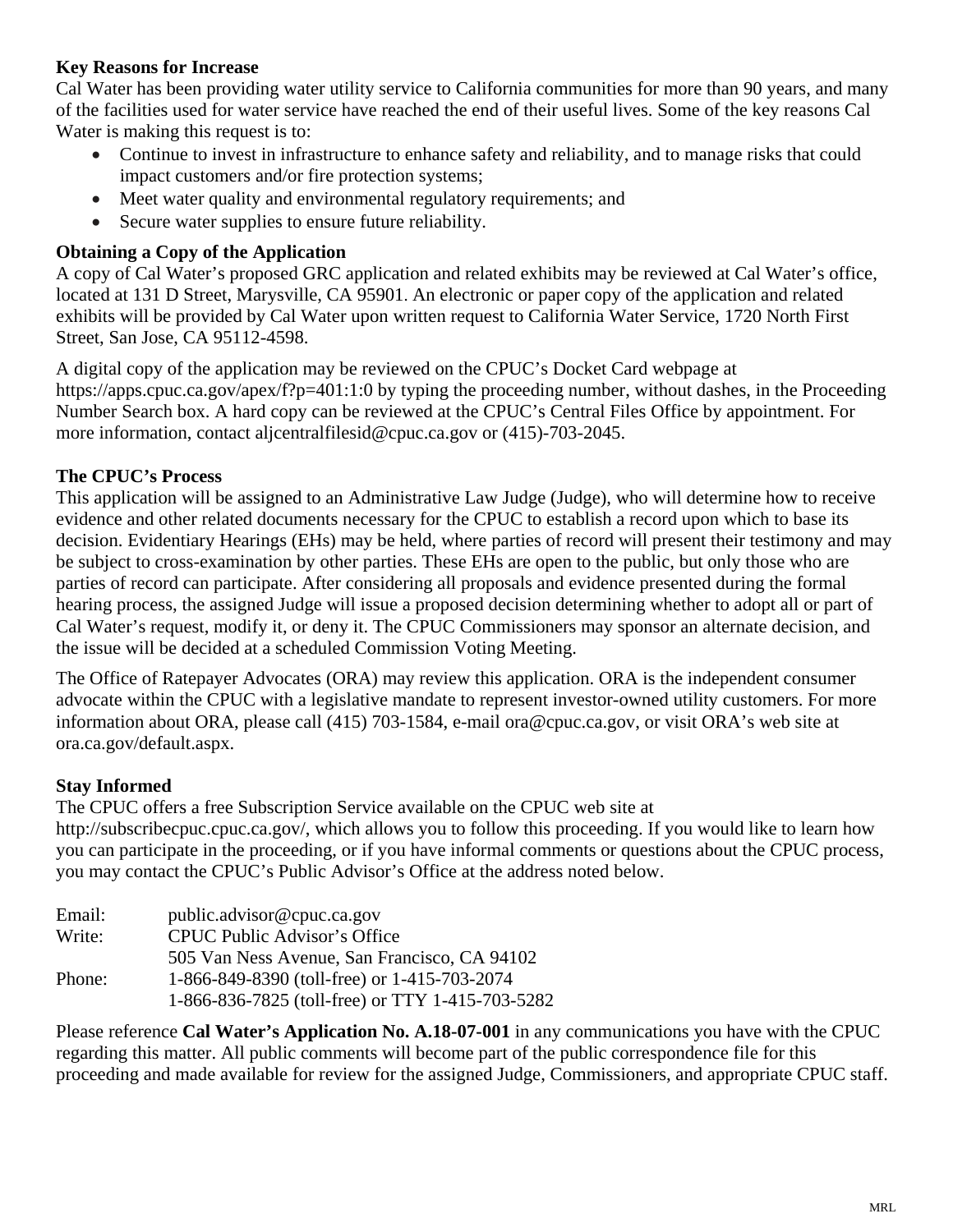**Key Reasons for Increase**

Cal Water has been providing water utility service to California communities for more than 90 years, and many of the facilities used for water service have reached the end of their useful lives. Some of the key reasons Cal Water is making this request is to:

- Continue to invest in infrastructure to enhance safety and reliability, and to manage risks that could impact customers and/or fire protection systems;
- Meet water quality and environmental regulatory requirements; and
- Secure water supplies to ensure future reliability.

**Obtaining a Copy of the Application**

A copy of Cal Water's proposed GRC application and related exhibits may be reviewed at Cal Water's office, located at 131 D Street, Marysville, CA 95901. An electronic or paper copy of the application and related exhibits will be provided by Cal Water upon written request to California Water Service, 1720 North First Street, San Jose, CA 95112-4598.

A digital copy of the application may be reviewed on the CPUC's Docket Card webpage at https://apps.cpuc.ca.gov/apex/f?p=401:1:0 by typing the proceeding number, without dashes, in the Proceeding Number Search box. A hard copy can be reviewed at the CPUC's Central Files Office by appointment. For more information, contact aljcentralfilesid@cpuc.ca.gov or (415)-703-2045.

**The CPUC's Process**

This application will be assigned to an Administrative Law Judge (Judge), who will determine how to receive evidence and other related documents necessary for the CPUC to establish a record upon which to base its decision. Evidentiary Hearings (EHs) may be held, where parties of record will present their testimony and may be subject to cross-examination by other parties. These EHs are open to the public, but only those who are parties of record can participate. After considering all proposals and evidence presented during the formal hearing process, the assigned Judge will issue a proposed decision determining whether to adopt all or part of Cal Water's request, modify it, or deny it. The CPUC Commissioners may sponsor an alternate decision, and the issue will be decided at a scheduled Commission Voting Meeting.

The Office of Ratepayer Advocates (ORA) may review this application. ORA is the independent consumer advocate within the CPUC with a legislative mandate to represent investor-owned utility customers. For more information about ORA, please call (415) 703-1584, e-mail ora@cpuc.ca.gov, or visit ORA's web site at ora.ca.gov/default.aspx.

**Stay Informed**

The CPUC offers a free Subscription Service available on the CPUC web site at http://subscribecpuc.cpuc.ca.gov/, which allows you to follow this proceeding. If you would like to learn how you can participate in the proceeding, or if you have informal comments or questions about the CPUC process, you may contact the CPUC's Public Advisor's Office at the address noted below.

| | |
|---|---|
| Email: | public.advisor@cpuc.ca.gov |
| Write: | CPUC Public Advisor's Office |
| | 505 Van Ness Avenue, San Francisco, CA 94102 |
| Phone: | 1-866-849-8390 (toll-free) or 1-415-703-2074 |
| | 1-866-836-7825 (toll-free) or TTY 1-415-703-5282 |

Please reference **Cal Water's Application No. A.18-07-001** in any communications you have with the CPUC regarding this matter. All public comments will become part of the public correspondence file for this proceeding and made available for review for the assigned Judge, Commissioners, and appropriate CPUC staff.

MRL